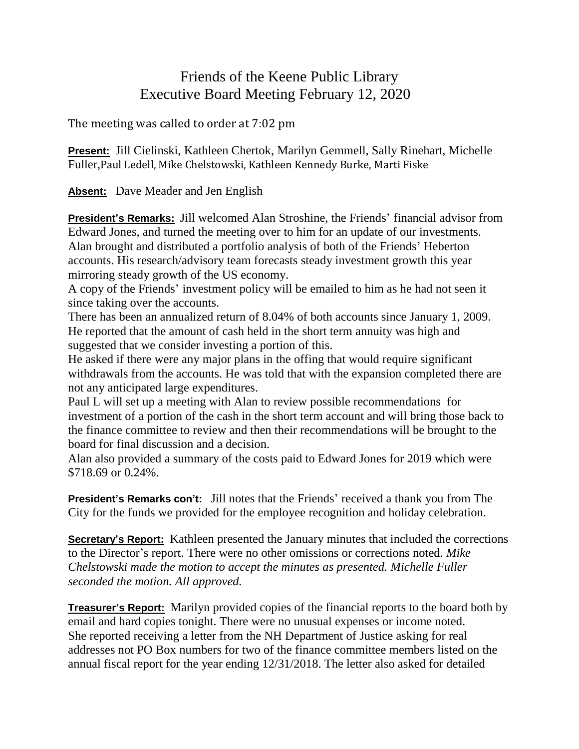# Friends of the Keene Public Library
## Executive Board Meeting February 12, 2020

The meeting was called to order at 7:02 pm

**Present:** Jill Cielinski, Kathleen Chertok, Marilyn Gemmell, Sally Rinehart, Michelle Fuller,Paul Ledell, Mike Chelstowski, Kathleen Kennedy Burke, Marti Fiske

**Absent:** Dave Meader and Jen English

**President's Remarks:** Jill welcomed Alan Stroshine, the Friends' financial advisor from Edward Jones, and turned the meeting over to him for an update of our investments. Alan brought and distributed a portfolio analysis of both of the Friends' Heberton accounts. His research/advisory team forecasts steady investment growth this year mirroring steady growth of the US economy.

A copy of the Friends' investment policy will be emailed to him as he had not seen it since taking over the accounts.

There has been an annualized return of 8.04% of both accounts since January 1, 2009. He reported that the amount of cash held in the short term annuity was high and suggested that we consider investing a portion of this.

He asked if there were any major plans in the offing that would require significant withdrawals from the accounts. He was told that with the expansion completed there are not any anticipated large expenditures.

Paul L will set up a meeting with Alan to review possible recommendations for investment of a portion of the cash in the short term account and will bring those back to the finance committee to review and then their recommendations will be brought to the board for final discussion and a decision.

Alan also provided a summary of the costs paid to Edward Jones for 2019 which were $718.69 or 0.24%.

**President's Remarks con't:** Jill notes that the Friends' received a thank you from The City for the funds we provided for the employee recognition and holiday celebration.

**Secretary's Report:** Kathleen presented the January minutes that included the corrections to the Director's report. There were no other omissions or corrections noted. *Mike Chelstowski made the motion to accept the minutes as presented. Michelle Fuller seconded the motion. All approved.*

**Treasurer's Report:** Marilyn provided copies of the financial reports to the board both by email and hard copies tonight. There were no unusual expenses or income noted. She reported receiving a letter from the NH Department of Justice asking for real addresses not PO Box numbers for two of the finance committee members listed on the annual fiscal report for the year ending 12/31/2018. The letter also asked for detailed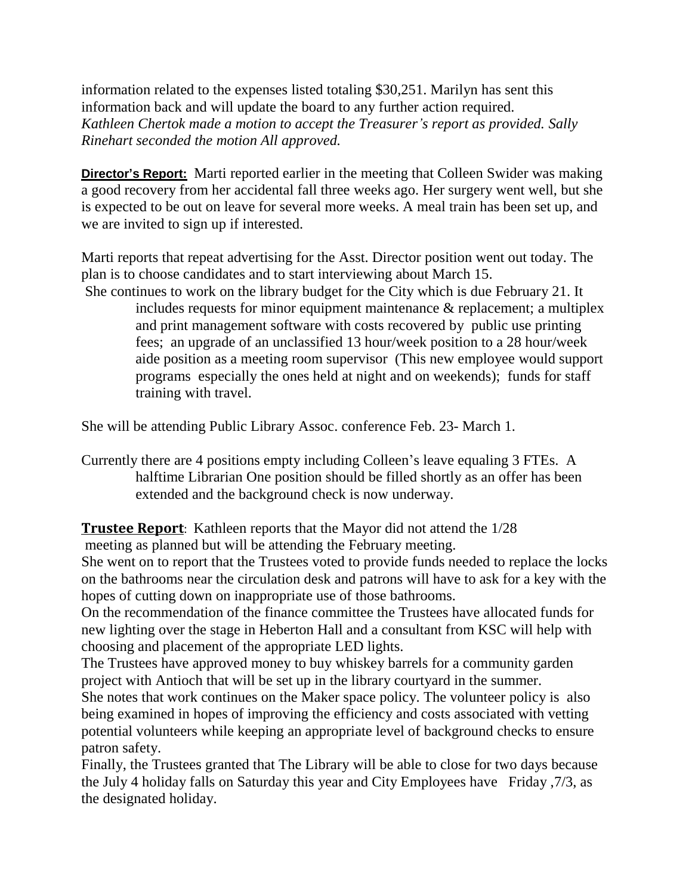information related to the expenses listed totaling $30,251. Marilyn has sent this information back and will update the board to any further action required.
*Kathleen Chertok made a motion to accept the Treasurer's report as provided. Sally Rinehart seconded the motion All approved.*

**Director's Report:** Marti reported earlier in the meeting that Colleen Swider was making a good recovery from her accidental fall three weeks ago. Her surgery went well, but she is expected to be out on leave for several more weeks. A meal train has been set up, and we are invited to sign up if interested.

Marti reports that repeat advertising for the Asst. Director position went out today. The plan is to choose candidates and to start interviewing about March 15.
She continues to work on the library budget for the City which is due February 21. It includes requests for minor equipment maintenance & replacement; a multiplex and print management software with costs recovered by public use printing fees; an upgrade of an unclassified 13 hour/week position to a 28 hour/week aide position as a meeting room supervisor (This new employee would support programs especially the ones held at night and on weekends); funds for staff training with travel.

She will be attending Public Library Assoc. conference Feb. 23- March 1.

Currently there are 4 positions empty including Colleen's leave equaling 3 FTEs. A halftime Librarian One position should be filled shortly as an offer has been extended and the background check is now underway.

**Trustee Report**: Kathleen reports that the Mayor did not attend the 1/28 meeting as planned but will be attending the February meeting.
She went on to report that the Trustees voted to provide funds needed to replace the locks on the bathrooms near the circulation desk and patrons will have to ask for a key with the hopes of cutting down on inappropriate use of those bathrooms.
On the recommendation of the finance committee the Trustees have allocated funds for new lighting over the stage in Heberton Hall and a consultant from KSC will help with choosing and placement of the appropriate LED lights.
The Trustees have approved money to buy whiskey barrels for a community garden project with Antioch that will be set up in the library courtyard in the summer.
She notes that work continues on the Maker space policy. The volunteer policy is also being examined in hopes of improving the efficiency and costs associated with vetting potential volunteers while keeping an appropriate level of background checks to ensure patron safety.
Finally, the Trustees granted that The Library will be able to close for two days because the July 4 holiday falls on Saturday this year and City Employees have Friday ,7/3, as the designated holiday.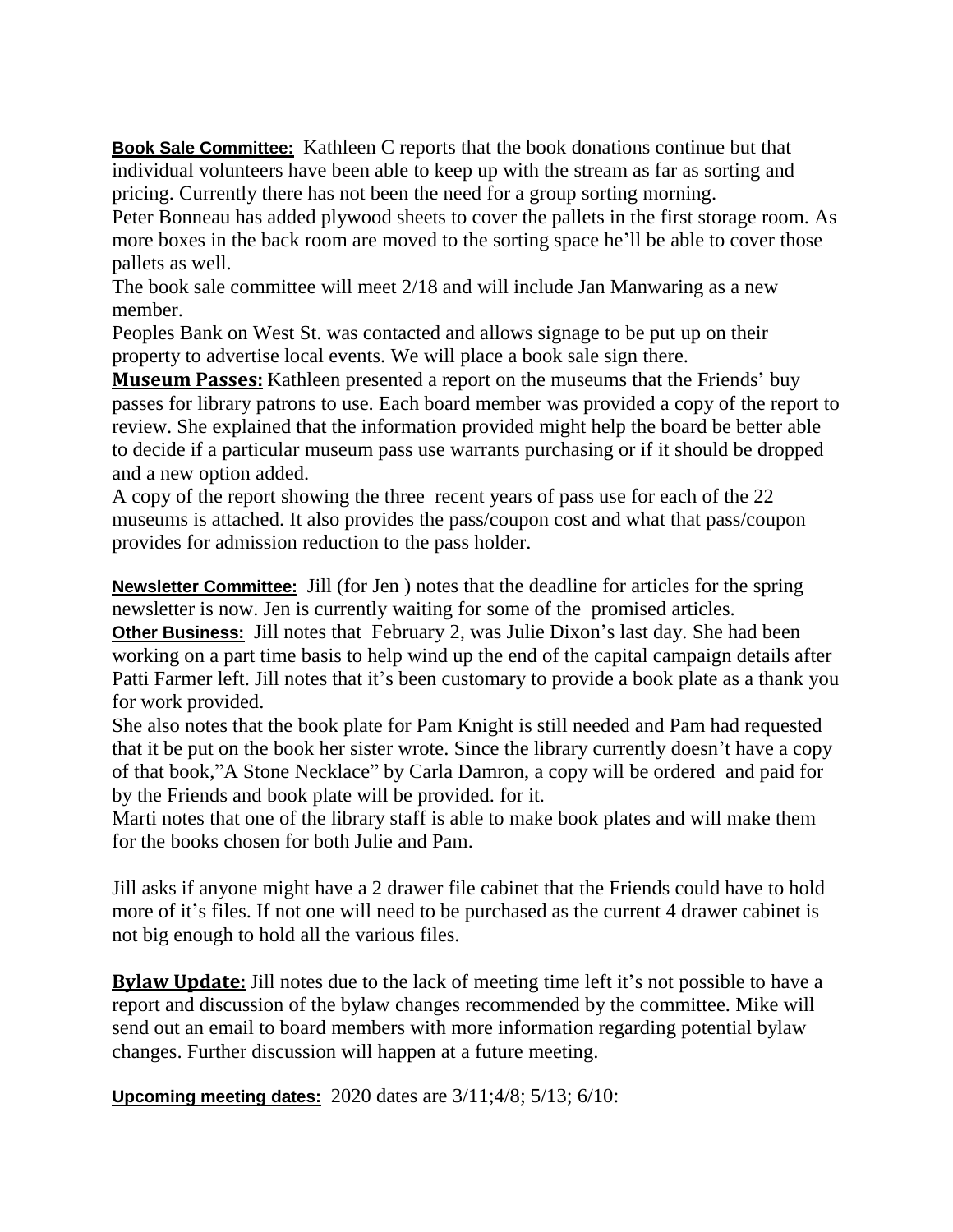**Book Sale Committee:** Kathleen C reports that the book donations continue but that individual volunteers have been able to keep up with the stream as far as sorting and pricing. Currently there has not been the need for a group sorting morning.

Peter Bonneau has added plywood sheets to cover the pallets in the first storage room. As more boxes in the back room are moved to the sorting space he'll be able to cover those pallets as well.

The book sale committee will meet 2/18 and will include Jan Manwaring as a new member.

Peoples Bank on West St. was contacted and allows signage to be put up on their property to advertise local events. We will place a book sale sign there.

**Museum Passes:** Kathleen presented a report on the museums that the Friends' buy passes for library patrons to use. Each board member was provided a copy of the report to review. She explained that the information provided might help the board be better able to decide if a particular museum pass use warrants purchasing or if it should be dropped and a new option added.

A copy of the report showing the three recent years of pass use for each of the 22 museums is attached. It also provides the pass/coupon cost and what that pass/coupon provides for admission reduction to the pass holder.

**Newsletter Committee:** Jill (for Jen ) notes that the deadline for articles for the spring newsletter is now. Jen is currently waiting for some of the promised articles.

**Other Business:** Jill notes that February 2, was Julie Dixon's last day. She had been working on a part time basis to help wind up the end of the capital campaign details after Patti Farmer left. Jill notes that it's been customary to provide a book plate as a thank you for work provided.

She also notes that the book plate for Pam Knight is still needed and Pam had requested that it be put on the book her sister wrote. Since the library currently doesn't have a copy of that book,"A Stone Necklace" by Carla Damron, a copy will be ordered and paid for by the Friends and book plate will be provided. for it.

Marti notes that one of the library staff is able to make book plates and will make them for the books chosen for both Julie and Pam.

Jill asks if anyone might have a 2 drawer file cabinet that the Friends could have to hold more of it's files. If not one will need to be purchased as the current 4 drawer cabinet is not big enough to hold all the various files.

**Bylaw Update:** Jill notes due to the lack of meeting time left it's not possible to have a report and discussion of the bylaw changes recommended by the committee. Mike will send out an email to board members with more information regarding potential bylaw changes. Further discussion will happen at a future meeting.

**Upcoming meeting dates:** 2020 dates are 3/11;4/8; 5/13; 6/10: